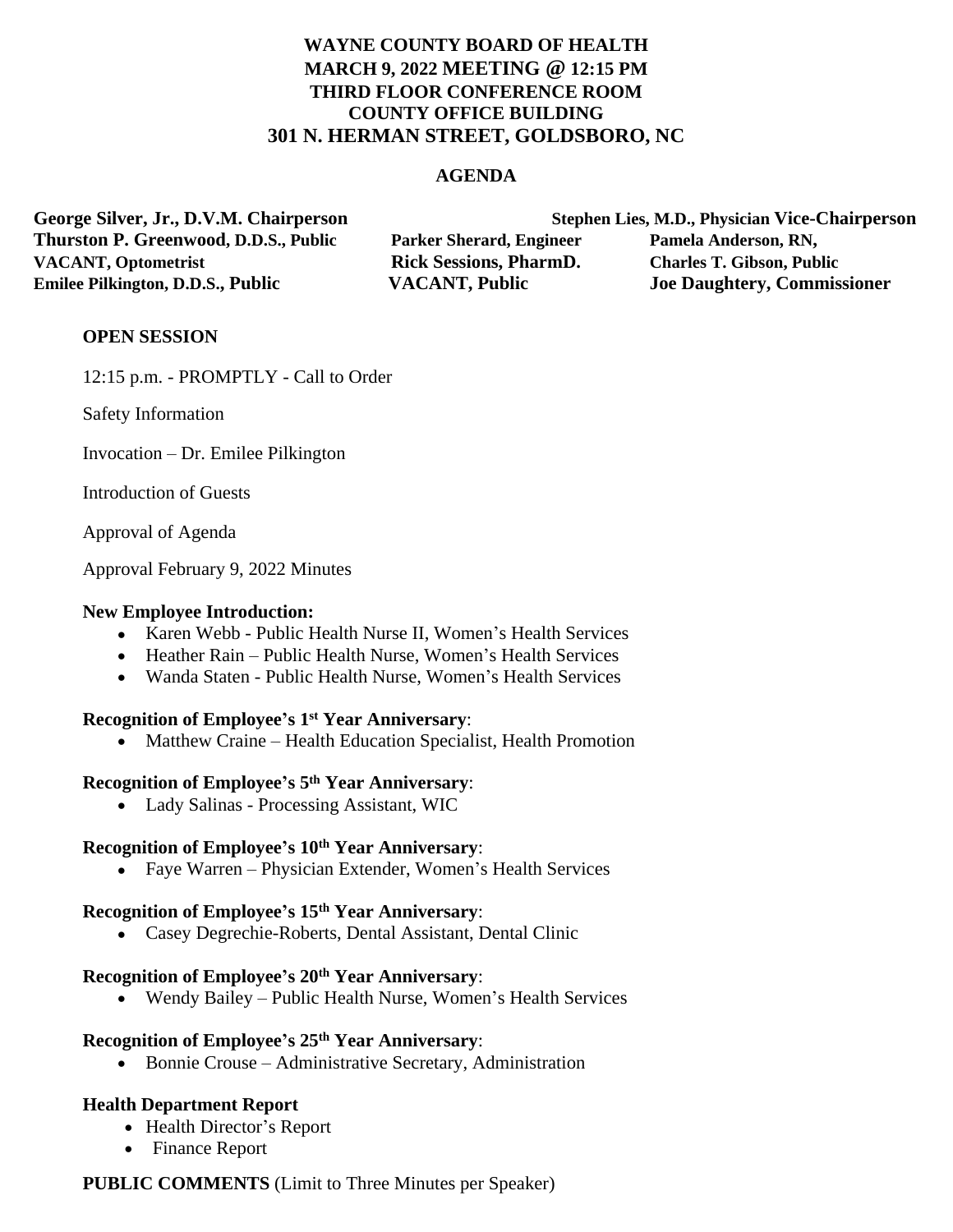# WAYNE COUNTY BOARD OF HEALTH
## MARCH 9, 2022 MEETING @ 12:15 PM
## THIRD FLOOR CONFERENCE ROOM
## COUNTY OFFICE BUILDING
## 301 N. HERMAN STREET, GOLDSBORO, NC

### AGENDA

**George Silver, Jr., D.V.M. Chairperson**
**Stephen Lies, M.D., Physician Vice-Chairperson**
**Thurston P. Greenwood, D.D.S., Public**
**Parker Sherard, Engineer**
**Pamela Anderson, RN,**
**VACANT, Optometrist**
**Rick Sessions, PharmD.**
**Charles T. Gibson, Public**
**Emilee Pilkington, D.D.S., Public**
**VACANT, Public**
**Joe Daughtery, Commissioner**

**OPEN SESSION**

12:15 p.m. - PROMPTLY - Call to Order

Safety Information

Invocation – Dr. Emilee Pilkington

Introduction of Guests

Approval of Agenda

Approval February 9, 2022 Minutes

**New Employee Introduction:**

- Karen Webb - Public Health Nurse II, Women's Health Services
- Heather Rain – Public Health Nurse, Women's Health Services
- Wanda Staten - Public Health Nurse, Women's Health Services

**Recognition of Employee's 1st Year Anniversary**:

- Matthew Craine – Health Education Specialist, Health Promotion

**Recognition of Employee's 5th Year Anniversary**:

- Lady Salinas - Processing Assistant, WIC

**Recognition of Employee's 10th Year Anniversary**:

- Faye Warren – Physician Extender, Women's Health Services

**Recognition of Employee's 15th Year Anniversary**:

- Casey Degrechie-Roberts, Dental Assistant, Dental Clinic

**Recognition of Employee's 20th Year Anniversary**:

- Wendy Bailey – Public Health Nurse, Women's Health Services

**Recognition of Employee's 25th Year Anniversary**:

- Bonnie Crouse – Administrative Secretary, Administration

**Health Department Report**

- Health Director's Report
- Finance Report

**PUBLIC COMMENTS** (Limit to Three Minutes per Speaker)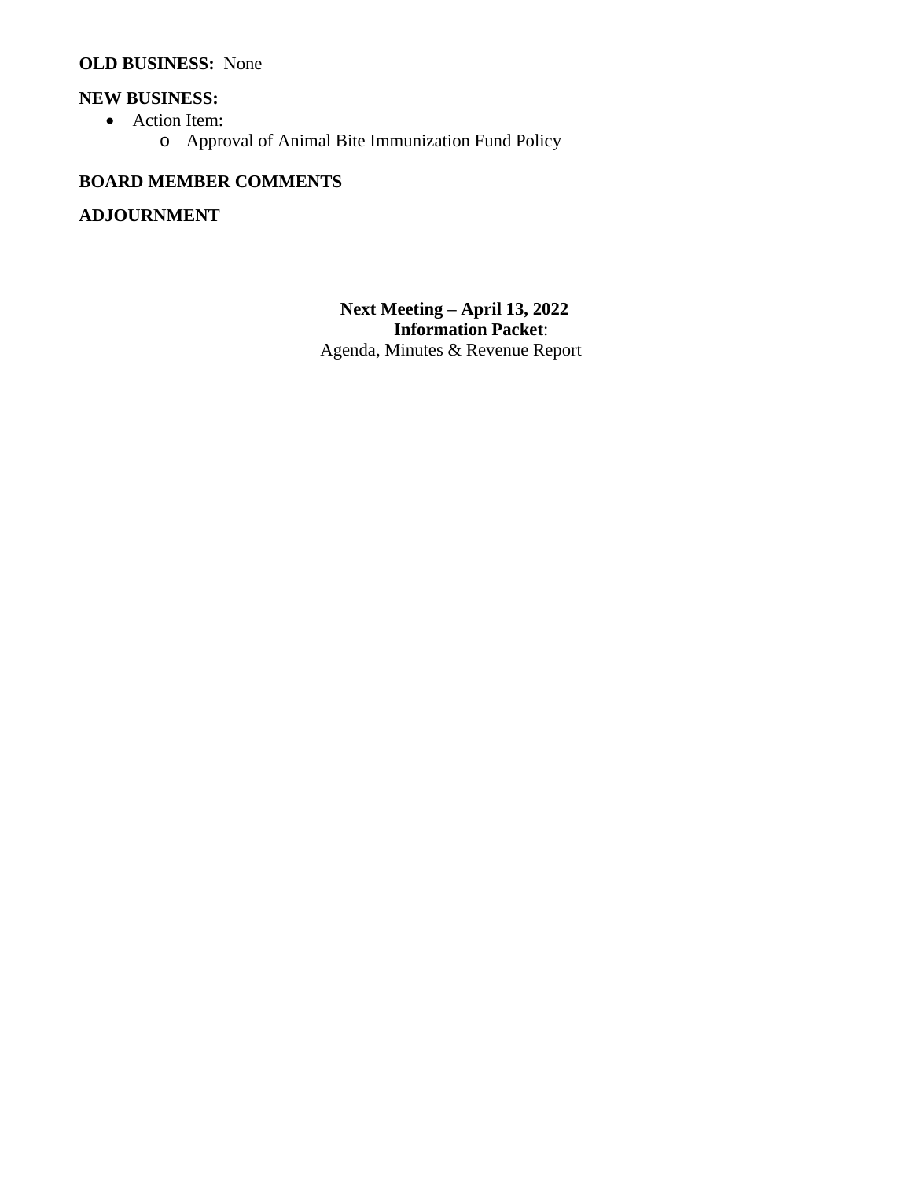**OLD BUSINESS:** None

**NEW BUSINESS:**

- Action Item:
  - Approval of Animal Bite Immunization Fund Policy

**BOARD MEMBER COMMENTS**

**ADJOURNMENT**

**Next Meeting – April 13, 2022**
**Information Packet**:
Agenda, Minutes & Revenue Report